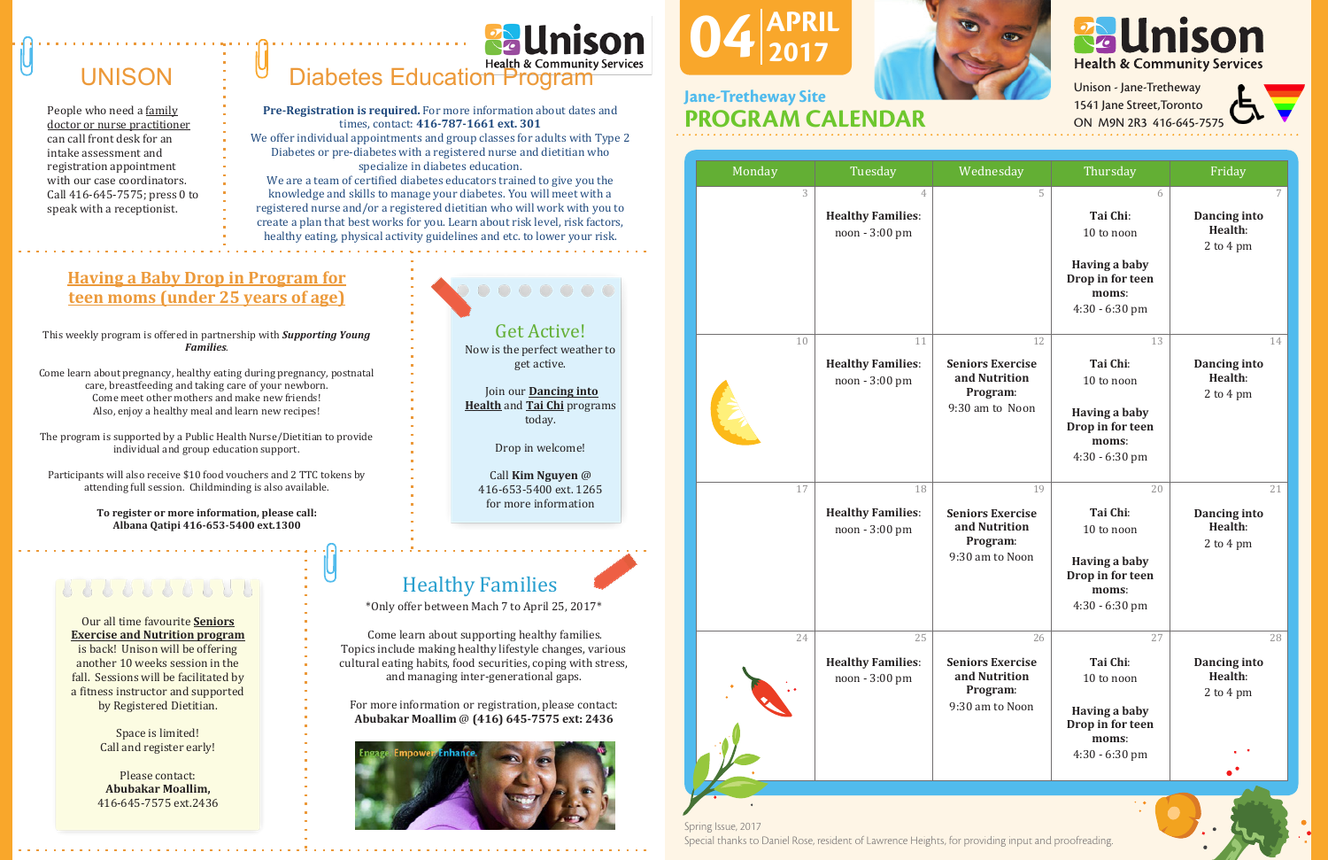# UNISON

People who need a family doctor or nurse practitioner can call front desk for an intake assessment and registration appointment with our case coordinators. Call 416-645-7575; press 0 to speak with a receptionist.

## Diabetes Education Program

Unison Health & Community Services

**Pre-Registration is required.** For more information about dates and times, contact: **416-787-1661 ext. 301**

We offer individual appointments and group classes for adults with Type 2 Diabetes or pre-diabetes with a registered nurse and dietitian who specialize in diabetes education.

We are a team of certified diabetes educators trained to give you the knowledge and skills to manage your diabetes. You will meet with a registered nurse and/or a registered dietitian who will work with you to create a plan that best works for you. Learn about risk level, risk factors, healthy eating, physical activity guidelines and etc. to lower your risk.

## Having a Baby Drop in Program for teen moms (under 25 years of age)

This weekly program is offered in partnership with ***Supporting Young Families***.

Come learn about pregnancy, healthy eating during pregnancy, postnatal care, breastfeeding and taking care of your newborn. Come meet other mothers and make new friends! Also, enjoy a healthy meal and learn new recipes!

The program is supported by a Public Health Nurse/Dietitian to provide individual and group education support.

Participants will also receive $10 food vouchers and 2 TTC tokens by attending full session. Childminding is also available.

**To register or more information, please call: Albana Qatipi 416-653-5400 ext.1300**

## Get Active!

Now is the perfect weather to get active.

Join our **Dancing into Health** and **Tai Chi** programs today.

Drop in welcome!

Call **Kim Nguyen** @ 416-653-5400 ext. 1265 for more information

---

Our all time favourite **Seniors Exercise and Nutrition program** is back! Unison will be offering another 10 weeks session in the fall. Sessions will be facilitated by a fitness instructor and supported by Registered Dietitian.

Space is limited! Call and register early!

Please contact: **Abubakar Moallim,** 416-645-7575 ext.2436

## Healthy Families

\*Only offer between Mach 7 to April 25, 2017\*

Come learn about supporting healthy families. Topics include making healthy lifestyle changes, various cultural eating habits, food securities, coping with stress, and managing inter-generational gaps.

For more information or registration, please contact: **Abubakar Moallim @ (416) 645-7575 ext: 2436**

Engage. Empower. Enhance.

---

# 04 APRIL 2017

## Jane-Tretheway Site PROGRAM CALENDAR

Unison Health & Community Services

Unison - Jane-Tretheway
1541 Jane Street, Toronto
ON M9N 2R3 416-645-7575

| Monday | Tuesday | Wednesday | Thursday | Friday |
|---|---|---|---|---|
| 3 | 4<br>**Healthy Families:** noon - 3:00 pm | 5 | 6<br>**Tai Chi:** 10 to noon<br>**Having a baby Drop in for teen moms:** 4:30 - 6:30 pm | 7<br>**Dancing into Health:** 2 to 4 pm |
| 10 | 11<br>**Healthy Families:** noon - 3:00 pm | 12<br>**Seniors Exercise and Nutrition Program:** 9:30 am to Noon | 13<br>**Tai Chi:** 10 to noon<br>**Having a baby Drop in for teen moms:** 4:30 - 6:30 pm | 14<br>**Dancing into Health:** 2 to 4 pm |
| 17 | 18<br>**Healthy Families:** noon - 3:00 pm | 19<br>**Seniors Exercise and Nutrition Program:** 9:30 am to Noon | 20<br>**Tai Chi:** 10 to noon<br>**Having a baby Drop in for teen moms:** 4:30 - 6:30 pm | 21<br>**Dancing into Health:** 2 to 4 pm |
| 24 | 25<br>**Healthy Families:** noon - 3:00 pm | 26<br>**Seniors Exercise and Nutrition Program:** 9:30 am to Noon | 27<br>**Tai Chi:** 10 to noon<br>**Having a baby Drop in for teen moms:** 4:30 - 6:30 pm | 28<br>**Dancing into Health:** 2 to 4 pm |

Spring Issue, 2017
Special thanks to Daniel Rose, resident of Lawrence Heights, for providing input and proofreading.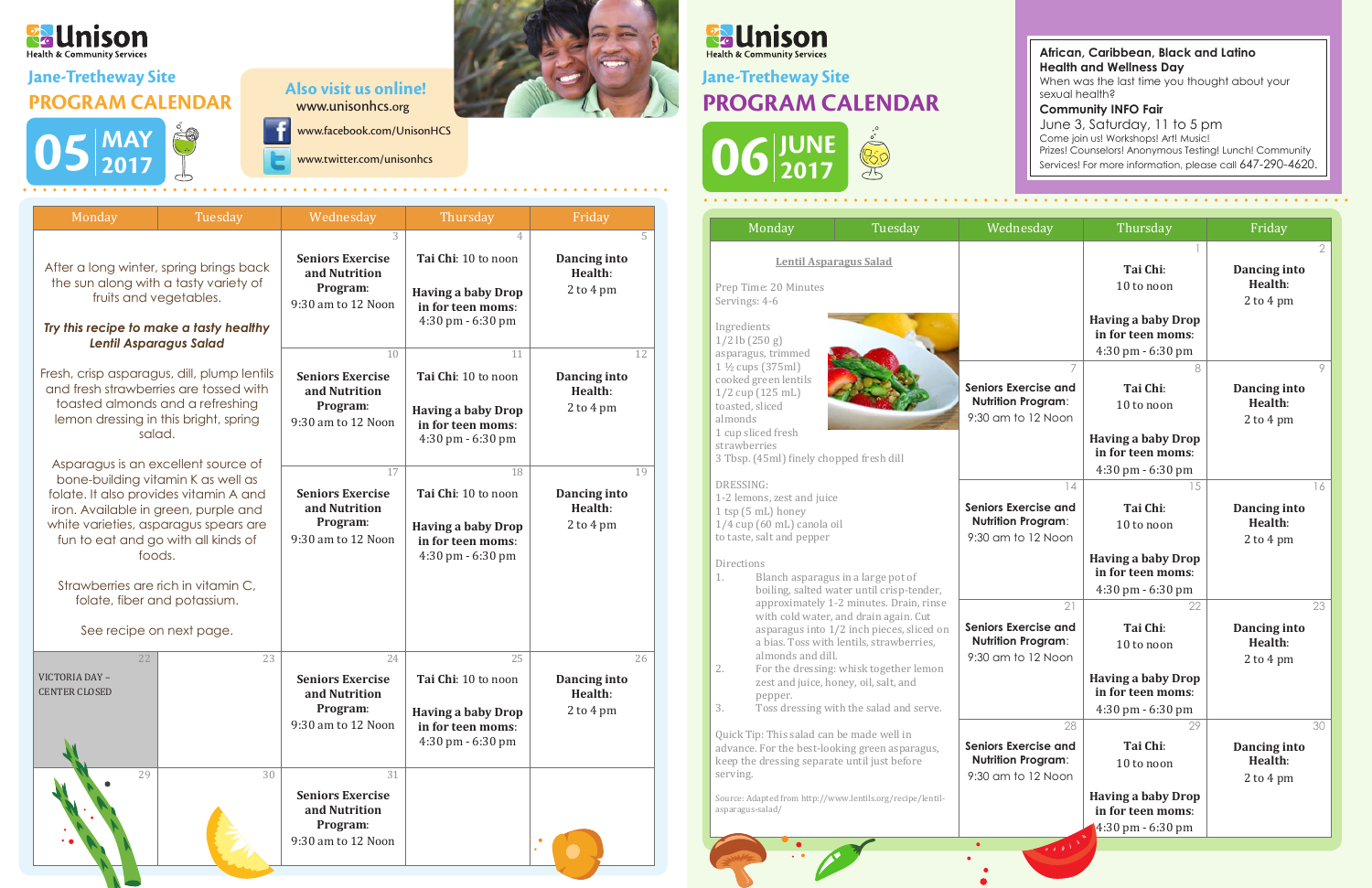# Unison Health & Community Services

## Jane-Tretheway Site

## PROGRAM CALENDAR

**05 MAY 2017**

**Also visit us online!**

www.unisonhcs.org

www.facebook.com/UnisonHCS

www.twitter.com/unisonhcs

After a long winter, spring brings back the sun along with a tasty variety of fruits and vegetables.

***Try this recipe to make a tasty healthy Lentil Asparagus Salad***

Fresh, crisp asparagus, dill, plump lentils and fresh strawberries are tossed with toasted almonds and a refreshing lemon dressing in this bright, spring salad.

Asparagus is an excellent source of bone-building vitamin K as well as folate. It also provides vitamin A and iron. Available in green, purple and white varieties, asparagus spears are fun to eat and go with all kinds of foods.

Strawberries are rich in vitamin C, folate, fiber and potassium.

See recipe on next page.

| Monday | Tuesday | Wednesday | Thursday | Friday |
|---|---|---|---|---|
| | | 3 **Seniors Exercise and Nutrition Program**: 9:30 am to 12 Noon | 4 **Tai Chi**: 10 to noon **Having a baby Drop in for teen moms**: 4:30 pm - 6:30 pm | 5 **Dancing into Health**: 2 to 4 pm |
| | | 10 **Seniors Exercise and Nutrition Program**: 9:30 am to 12 Noon | 11 **Tai Chi**: 10 to noon **Having a baby Drop in for teen moms**: 4:30 pm - 6:30 pm | 12 **Dancing into Health**: 2 to 4 pm |
| | | 17 **Seniors Exercise and Nutrition Program**: 9:30 am to 12 Noon | 18 **Tai Chi**: 10 to noon **Having a baby Drop in for teen moms**: 4:30 pm - 6:30 pm | 19 **Dancing into Health**: 2 to 4 pm |
| 22 VICTORIA DAY – CENTER CLOSED | 23 | 24 **Seniors Exercise and Nutrition Program**: 9:30 am to 12 Noon | 25 **Tai Chi**: 10 to noon **Having a baby Drop in for teen moms**: 4:30 pm - 6:30 pm | 26 **Dancing into Health**: 2 to 4 pm |
| 29 | 30 | 31 **Seniors Exercise and Nutrition Program**: 9:30 am to 12 Noon | | |

# Unison Health & Community Services

## Jane-Tretheway Site

## PROGRAM CALENDAR

**06 JUNE 2017**

**African, Caribbean, Black and Latino Health and Wellness Day**

When was the last time you thought about your sexual health?

**Community INFO Fair**

June 3, Saturday, 11 to 5 pm

Come join us! Workshops! Art! Music! Prizes! Counselors! Anonymous Testing! Lunch! Community Services! For more information, please call 647-290-4620.

### Lentil Asparagus Salad

Prep Time: 20 Minutes
Servings: 4-6

Ingredients
1/2 lb (250 g) asparagus, trimmed
1 ½ cups (375ml) cooked green lentils
1/2 cup (125 mL) toasted, sliced almonds
1 cup sliced fresh strawberries
3 Tbsp. (45ml) finely chopped fresh dill

DRESSING:
1-2 lemons, zest and juice
1 tsp (5 mL) honey
1/4 cup (60 mL) canola oil
to taste, salt and pepper

Directions

1. Blanch asparagus in a large pot of boiling, salted water until crisp-tender, approximately 1-2 minutes. Drain, rinse with cold water, and drain again. Cut asparagus into 1/2 inch pieces, sliced on a bias. Toss with lentils, strawberries, almonds and dill.
2. For the dressing: whisk together lemon zest and juice, honey, oil, salt, and pepper.
3. Toss dressing with the salad and serve.

Quick Tip: This salad can be made well in advance. For the best-looking green asparagus, keep the dressing separate until just before serving.

Source: Adapted from http://www.lentils.org/recipe/lentil-asparagus-salad/

| Monday | Tuesday | Wednesday | Thursday | Friday |
|---|---|---|---|---|
| | | | 1 **Tai Chi**: 10 to noon **Having a baby Drop in for teen moms**: 4:30 pm - 6:30 pm | 2 **Dancing into Health**: 2 to 4 pm |
| | | 7 **Seniors Exercise and Nutrition Program**: 9:30 am to 12 Noon | 8 **Tai Chi**: 10 to noon **Having a baby Drop in for teen moms**: 4:30 pm - 6:30 pm | 9 **Dancing into Health**: 2 to 4 pm |
| | | 14 **Seniors Exercise and Nutrition Program**: 9:30 am to 12 Noon | 15 **Tai Chi**: 10 to noon **Having a baby Drop in for teen moms**: 4:30 pm - 6:30 pm | 16 **Dancing into Health**: 2 to 4 pm |
| | | 21 **Seniors Exercise and Nutrition Program**: 9:30 am to 12 Noon | 22 **Tai Chi**: 10 to noon **Having a baby Drop in for teen moms**: 4:30 pm - 6:30 pm | 23 **Dancing into Health**: 2 to 4 pm |
| | | 28 **Seniors Exercise and Nutrition Program**: 9:30 am to 12 Noon | 29 **Tai Chi**: 10 to noon **Having a baby Drop in for teen moms**: 4:30 pm - 6:30 pm | 30 **Dancing into Health**: 2 to 4 pm |